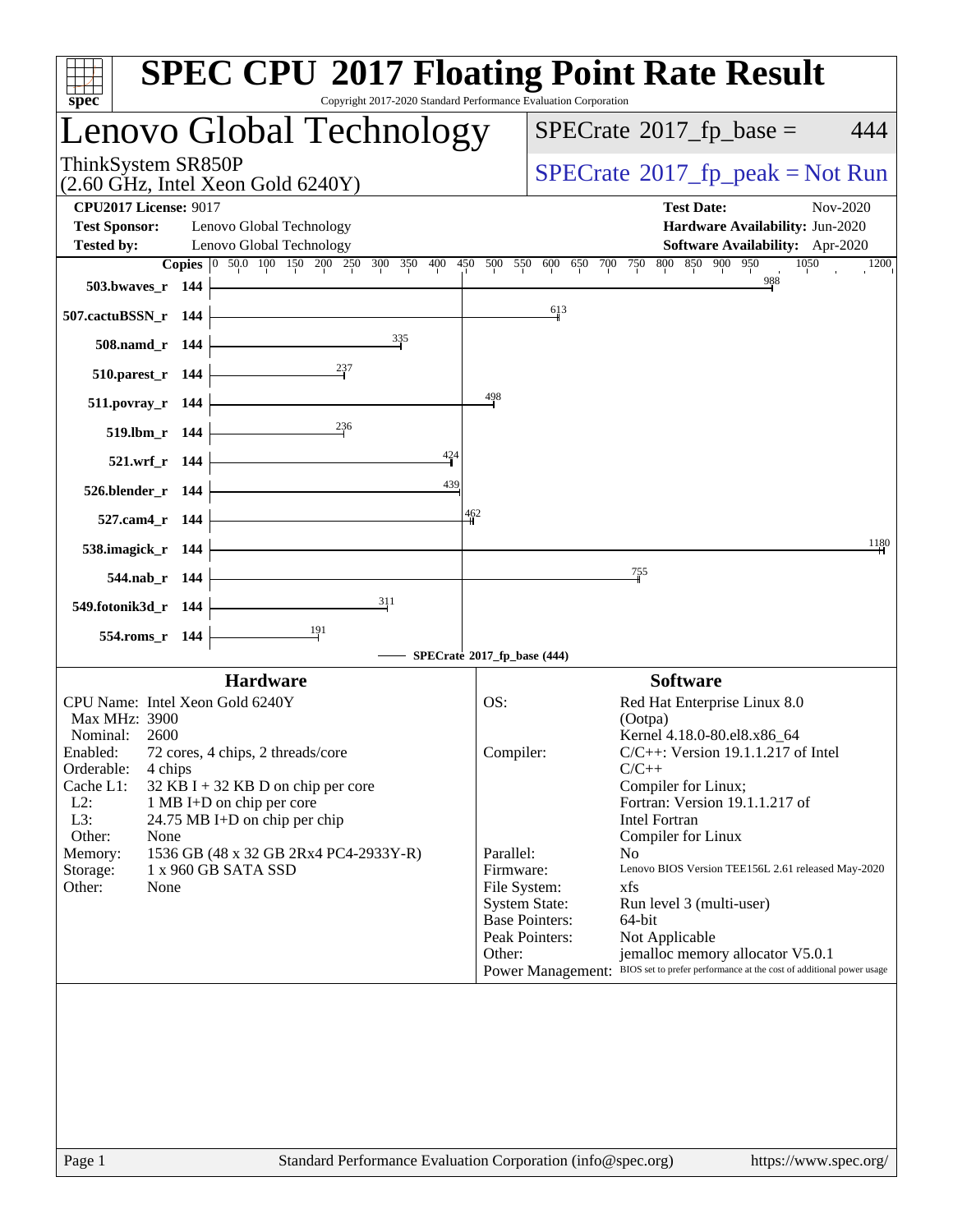# SPEC CPU 2017 Floating Point Rate Result

Copyright 2017-2020 Standard Performance Evaluation Corporation

## Lenovo Global Technology

ThinkSystem SR850P
(2.60 GHz, Intel Xeon Gold 6240Y)

SPECrate 2017_fp_base = 444

SPECrate 2017_fp_peak = Not Run

**CPU2017 License:** 9017
**Test Sponsor:** Lenovo Global Technology
**Tested by:** Lenovo Global Technology

**Test Date:** Nov-2020
**Hardware Availability:** Jun-2020
**Software Availability:** Apr-2020

| Benchmark | Copies | SPECrate 2017_fp_base |
|---|---|---|
| 503.bwaves_r | 144 | 988 |
| 507.cactuBSSN_r | 144 | 613 |
| 508.namd_r | 144 | 335 |
| 510.parest_r | 144 | 237 |
| 511.povray_r | 144 | 498 |
| 519.lbm_r | 144 | 236 |
| 521.wrf_r | 144 | 424 |
| 526.blender_r | 144 | 439 |
| 527.cam4_r | 144 | 462 |
| 538.imagick_r | 144 | 1180 |
| 544.nab_r | 144 | 755 |
| 549.fotonik3d_r | 144 | 311 |
| 554.roms_r | 144 | 191 |

SPECrate 2017_fp_base (444)

### Hardware

| | |
|---|---|
| CPU Name: | Intel Xeon Gold 6240Y |
| Max MHz: | 3900 |
| Nominal: | 2600 |
| Enabled: | 72 cores, 4 chips, 2 threads/core |
| Orderable: | 4 chips |
| Cache L1: | 32 KB I + 32 KB D on chip per core |
| L2: | 1 MB I+D on chip per core |
| L3: | 24.75 MB I+D on chip per chip |
| Other: | None |
| Memory: | 1536 GB (48 x 32 GB 2Rx4 PC4-2933Y-R) |
| Storage: | 1 x 960 GB SATA SSD |
| Other: | None |

### Software

| | |
|---|---|
| OS: | Red Hat Enterprise Linux 8.0 (Ootpa) Kernel 4.18.0-80.el8.x86_64 |
| Compiler: | C/C++: Version 19.1.1.217 of Intel C/C++ Compiler for Linux; Fortran: Version 19.1.1.217 of Intel Fortran Compiler for Linux |
| Parallel: | No |
| Firmware: | Lenovo BIOS Version TEE156L 2.61 released May-2020 |
| File System: | xfs |
| System State: | Run level 3 (multi-user) |
| Base Pointers: | 64-bit |
| Peak Pointers: | Not Applicable |
| Other: | jemalloc memory allocator V5.0.1 |
| Power Management: | BIOS set to prefer performance at the cost of additional power usage |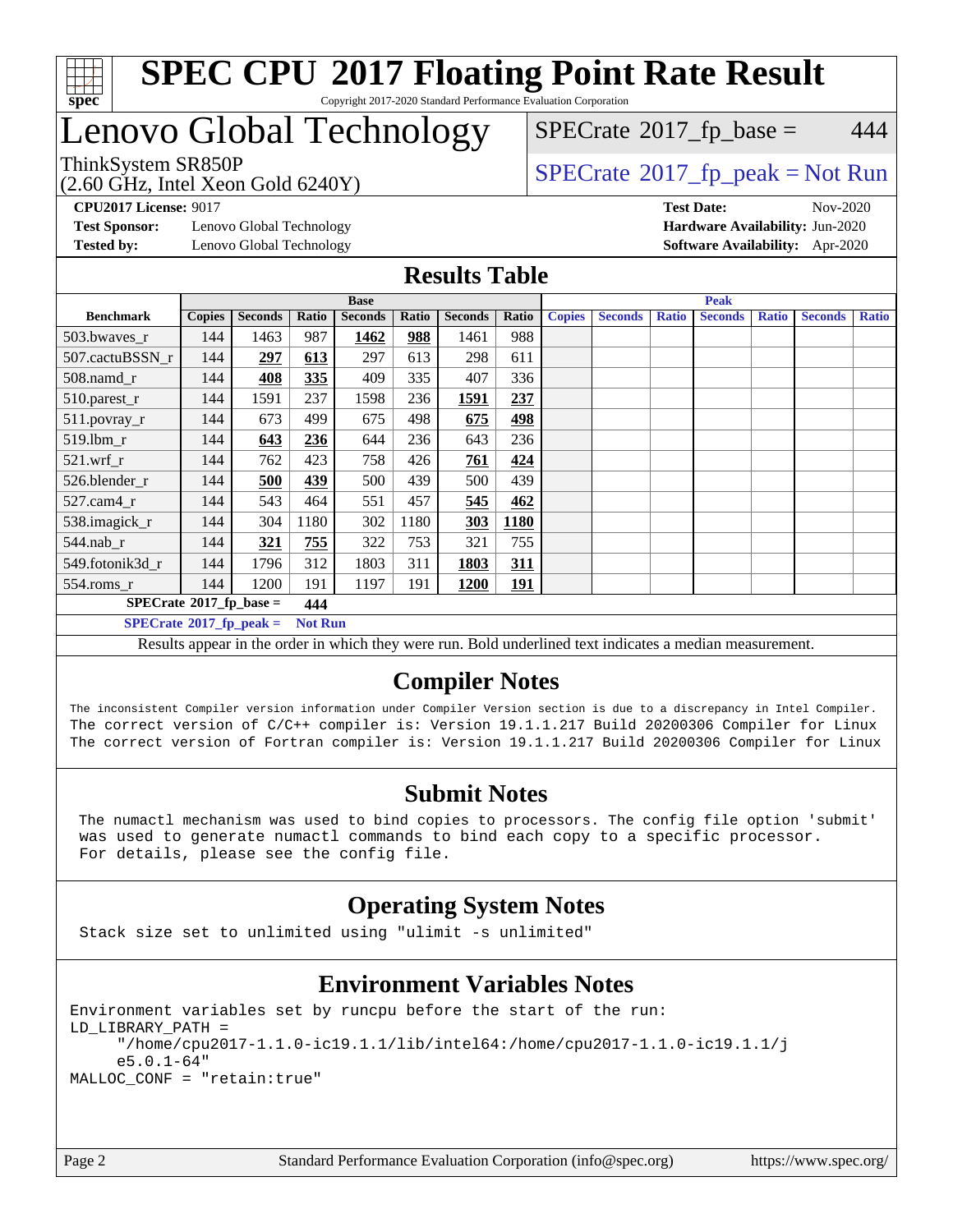# SPEC CPU 2017 Floating Point Rate Result

Copyright 2017-2020 Standard Performance Evaluation Corporation

# Lenovo Global Technology

ThinkSystem SR850P
(2.60 GHz, Intel Xeon Gold 6240Y)

SPECrate 2017_fp_base = 444

SPECrate 2017_fp_peak = Not Run

**CPU2017 License:** 9017
**Test Sponsor:** Lenovo Global Technology
**Tested by:** Lenovo Global Technology

**Test Date:** Nov-2020
**Hardware Availability:** Jun-2020
**Software Availability:** Apr-2020

## Results Table

| Benchmark | Base | | | | | | | Peak | | | | | | |
|---|---|---|---|---|---|---|---|---|---|---|---|---|---|---|
| | Copies | Seconds | Ratio | Seconds | Ratio | Seconds | Ratio | Copies | Seconds | Ratio | Seconds | Ratio | Seconds | Ratio |
| 503.bwaves_r | 144 | 1463 | 987 | **1462** | **988** | 1461 | 988 | | | | | | | |
| 507.cactuBSSN_r | 144 | **297** | **613** | 297 | 613 | 298 | 611 | | | | | | | |
| 508.namd_r | 144 | **408** | **335** | 409 | 335 | 407 | 336 | | | | | | | |
| 510.parest_r | 144 | 1591 | 237 | 1598 | 236 | **1591** | **237** | | | | | | | |
| 511.povray_r | 144 | 673 | 499 | 675 | 498 | **675** | **498** | | | | | | | |
| 519.lbm_r | 144 | **643** | **236** | 644 | 236 | 643 | 236 | | | | | | | |
| 521.wrf_r | 144 | 762 | 423 | 758 | 426 | **761** | **424** | | | | | | | |
| 526.blender_r | 144 | **500** | **439** | 500 | 439 | 500 | 439 | | | | | | | |
| 527.cam4_r | 144 | 543 | 464 | 551 | 457 | **545** | **462** | | | | | | | |
| 538.imagick_r | 144 | 304 | 1180 | 302 | 1180 | **303** | **1180** | | | | | | | |
| 544.nab_r | 144 | **321** | **755** | 322 | 753 | 321 | 755 | | | | | | | |
| 549.fotonik3d_r | 144 | 1796 | 312 | 1803 | 311 | **1803** | **311** | | | | | | | |
| 554.roms_r | 144 | 1200 | 191 | 1197 | 191 | **1200** | **191** | | | | | | | |

**SPECrate 2017_fp_base = 444**

**SPECrate 2017_fp_peak = Not Run**

Results appear in the order in which they were run. Bold underlined text indicates a median measurement.

## Compiler Notes

```
The inconsistent Compiler version information under Compiler Version section is due to a discrepancy in Intel Compiler.
The correct version of C/C++ compiler is: Version 19.1.1.217 Build 20200306 Compiler for Linux
The correct version of Fortran compiler is: Version 19.1.1.217 Build 20200306 Compiler for Linux
```

## Submit Notes

```
The numactl mechanism was used to bind copies to processors. The config file option 'submit'
was used to generate numactl commands to bind each copy to a specific processor.
For details, please see the config file.
```

## Operating System Notes

```
Stack size set to unlimited using "ulimit -s unlimited"
```

## Environment Variables Notes

```
Environment variables set by runcpu before the start of the run:
LD_LIBRARY_PATH =
     "/home/cpu2017-1.1.0-ic19.1.1/lib/intel64:/home/cpu2017-1.1.0-ic19.1.1/j
     e5.0.1-64"
MALLOC_CONF = "retain:true"
```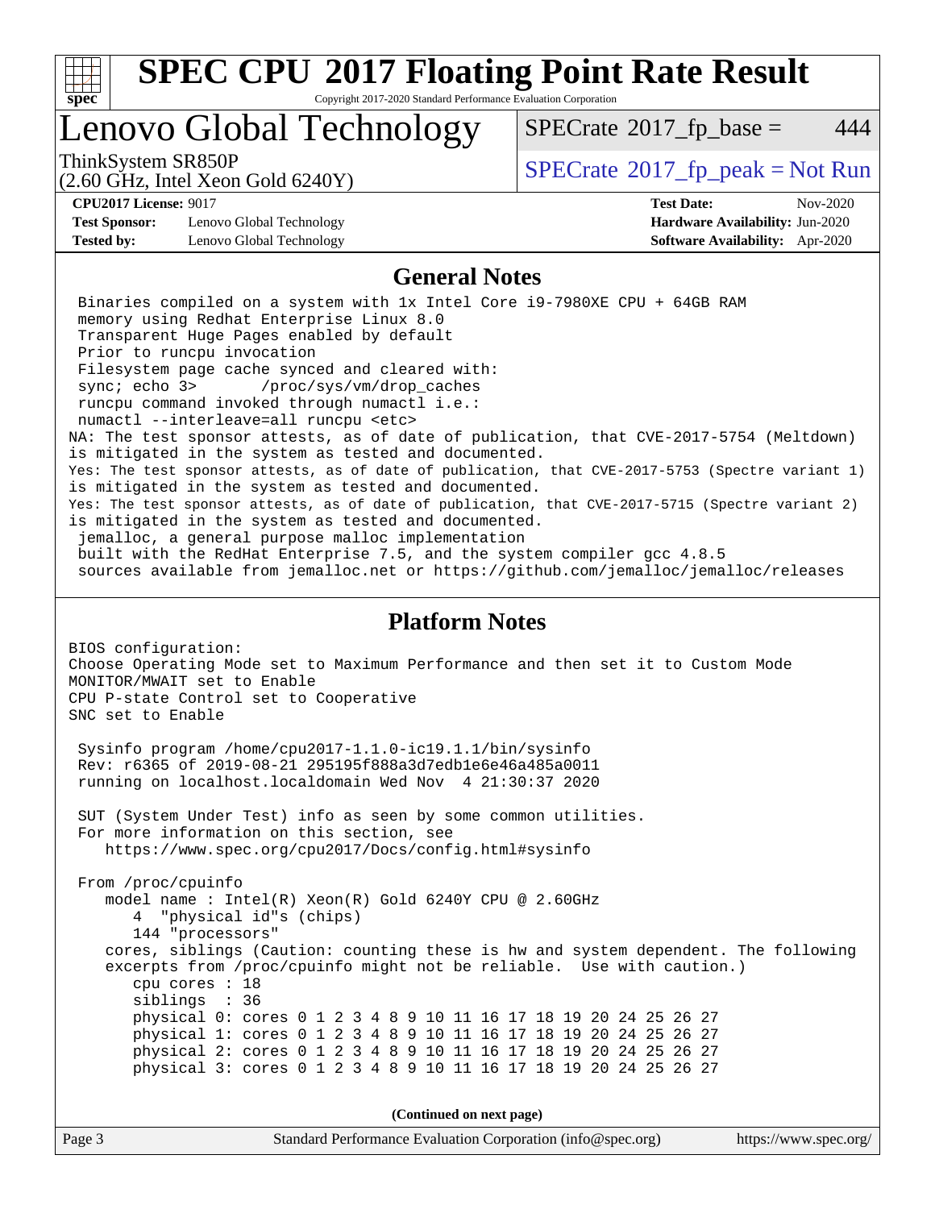# SPEC CPU 2017 Floating Point Rate Result

Copyright 2017-2020 Standard Performance Evaluation Corporation

## Lenovo Global Technology

ThinkSystem SR850P
(2.60 GHz, Intel Xeon Gold 6240Y)

SPECrate 2017_fp_base = 444

SPECrate 2017_fp_peak = Not Run

**CPU2017 License:** 9017
**Test Sponsor:** Lenovo Global Technology
**Tested by:** Lenovo Global Technology

**Test Date:** Nov-2020
**Hardware Availability:** Jun-2020
**Software Availability:** Apr-2020

## General Notes

```
 Binaries compiled on a system with 1x Intel Core i9-7980XE CPU + 64GB RAM
 memory using Redhat Enterprise Linux 8.0
 Transparent Huge Pages enabled by default
 Prior to runcpu invocation
 Filesystem page cache synced and cleared with:
 sync; echo 3>       /proc/sys/vm/drop_caches
 runcpu command invoked through numactl i.e.:
 numactl --interleave=all runcpu <etc>
NA: The test sponsor attests, as of date of publication, that CVE-2017-5754 (Meltdown)
is mitigated in the system as tested and documented.
Yes: The test sponsor attests, as of date of publication, that CVE-2017-5753 (Spectre variant 1)
is mitigated in the system as tested and documented.
Yes: The test sponsor attests, as of date of publication, that CVE-2017-5715 (Spectre variant 2)
is mitigated in the system as tested and documented.
 jemalloc, a general purpose malloc implementation
 built with the RedHat Enterprise 7.5, and the system compiler gcc 4.8.5
 sources available from jemalloc.net or https://github.com/jemalloc/jemalloc/releases
```

## Platform Notes

```
BIOS configuration:
Choose Operating Mode set to Maximum Performance and then set it to Custom Mode
MONITOR/MWAIT set to Enable
CPU P-state Control set to Cooperative
SNC set to Enable

 Sysinfo program /home/cpu2017-1.1.0-ic19.1.1/bin/sysinfo
 Rev: r6365 of 2019-08-21 295195f888a3d7edb1e6e46a485a0011
 running on localhost.localdomain Wed Nov  4 21:30:37 2020

 SUT (System Under Test) info as seen by some common utilities.
 For more information on this section, see
    https://www.spec.org/cpu2017/Docs/config.html#sysinfo

 From /proc/cpuinfo
    model name : Intel(R) Xeon(R) Gold 6240Y CPU @ 2.60GHz
       4  "physical id"s (chips)
       144 "processors"
    cores, siblings (Caution: counting these is hw and system dependent. The following
    excerpts from /proc/cpuinfo might not be reliable.  Use with caution.)
       cpu cores : 18
       siblings  : 36
       physical 0: cores 0 1 2 3 4 8 9 10 11 16 17 18 19 20 24 25 26 27
       physical 1: cores 0 1 2 3 4 8 9 10 11 16 17 18 19 20 24 25 26 27
       physical 2: cores 0 1 2 3 4 8 9 10 11 16 17 18 19 20 24 25 26 27
       physical 3: cores 0 1 2 3 4 8 9 10 11 16 17 18 19 20 24 25 26 27
```

**(Continued on next page)**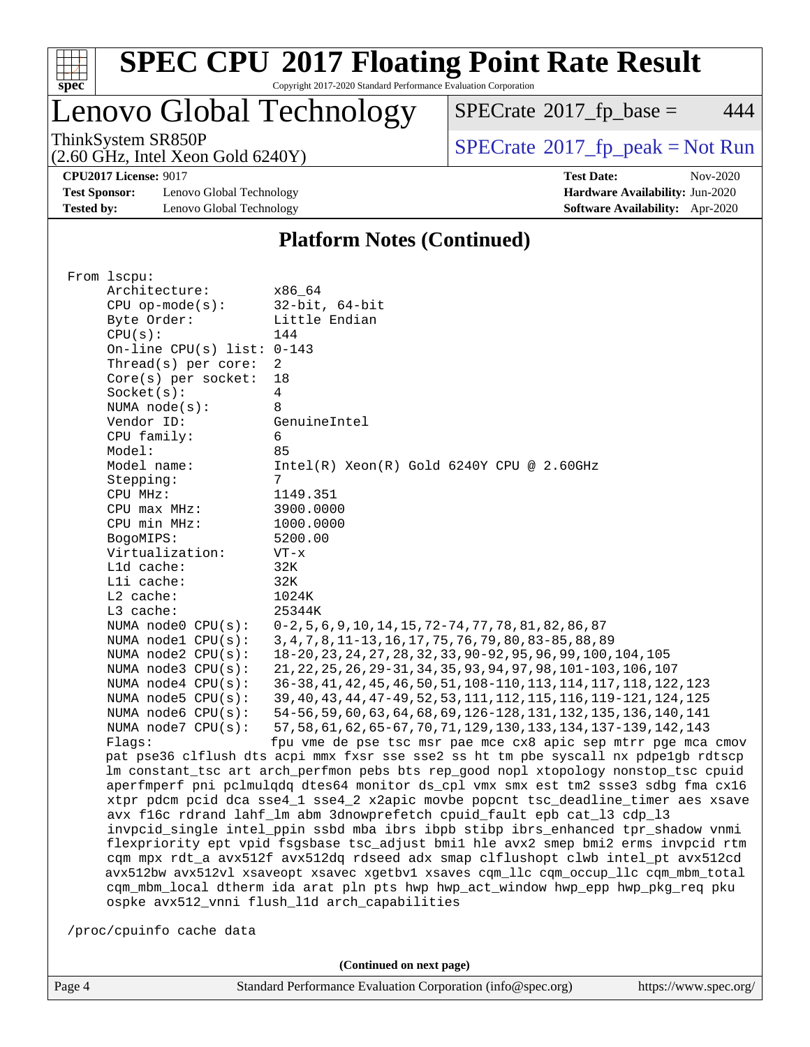# SPEC CPU 2017 Floating Point Rate Result

Copyright 2017-2020 Standard Performance Evaluation Corporation

## Lenovo Global Technology

ThinkSystem SR850P
(2.60 GHz, Intel Xeon Gold 6240Y)

SPECrate 2017_fp_base = 444

SPECrate 2017_fp_peak = Not Run

**CPU2017 License:** 9017
**Test Sponsor:** Lenovo Global Technology
**Tested by:** Lenovo Global Technology

**Test Date:** Nov-2020
**Hardware Availability:** Jun-2020
**Software Availability:** Apr-2020

### Platform Notes (Continued)

```
From lscpu:
     Architecture:        x86_64
     CPU op-mode(s):      32-bit, 64-bit
     Byte Order:          Little Endian
     CPU(s):              144
     On-line CPU(s) list: 0-143
     Thread(s) per core:  2
     Core(s) per socket:  18
     Socket(s):           4
     NUMA node(s):        8
     Vendor ID:           GenuineIntel
     CPU family:          6
     Model:               85
     Model name:          Intel(R) Xeon(R) Gold 6240Y CPU @ 2.60GHz
     Stepping:            7
     CPU MHz:             1149.351
     CPU max MHz:         3900.0000
     CPU min MHz:         1000.0000
     BogoMIPS:            5200.00
     Virtualization:      VT-x
     L1d cache:           32K
     L1i cache:           32K
     L2 cache:            1024K
     L3 cache:            25344K
     NUMA node0 CPU(s):   0-2,5,6,9,10,14,15,72-74,77,78,81,82,86,87
     NUMA node1 CPU(s):   3,4,7,8,11-13,16,17,75,76,79,80,83-85,88,89
     NUMA node2 CPU(s):   18-20,23,24,27,28,32,33,90-92,95,96,99,100,104,105
     NUMA node3 CPU(s):   21,22,25,26,29-31,34,35,93,94,97,98,101-103,106,107
     NUMA node4 CPU(s):   36-38,41,42,45,46,50,51,108-110,113,114,117,118,122,123
     NUMA node5 CPU(s):   39,40,43,44,47-49,52,53,111,112,115,116,119-121,124,125
     NUMA node6 CPU(s):   54-56,59,60,63,64,68,69,126-128,131,132,135,136,140,141
     NUMA node7 CPU(s):   57,58,61,62,65-67,70,71,129,130,133,134,137-139,142,143
     Flags:               fpu vme de pse tsc msr pae mce cx8 apic sep mtrr pge mca cmov
     pat pse36 clflush dts acpi mmx fxsr sse sse2 ss ht tm pbe syscall nx pdpe1gb rdtscp
     lm constant_tsc art arch_perfmon pebs bts rep_good nopl xtopology nonstop_tsc cpuid
     aperfmperf pni pclmulqdq dtes64 monitor ds_cpl vmx smx est tm2 ssse3 sdbg fma cx16
     xtpr pdcm pcid dca sse4_1 sse4_2 x2apic movbe popcnt tsc_deadline_timer aes xsave
     avx f16c rdrand lahf_lm abm 3dnowprefetch cpuid_fault epb cat_l3 cdp_l3
     invpcid_single intel_ppin ssbd mba ibrs ibpb stibp ibrs_enhanced tpr_shadow vnmi
     flexpriority ept vpid fsgsbase tsc_adjust bmi1 hle avx2 smep bmi2 erms invpcid rtm
     cqm mpx rdt_a avx512f avx512dq rdseed adx smap clflushopt clwb intel_pt avx512cd
     avx512bw avx512vl xsaveopt xsavec xgetbv1 xsaves cqm_llc cqm_occup_llc cqm_mbm_total
     cqm_mbm_local dtherm ida arat pln pts hwp hwp_act_window hwp_epp hwp_pkg_req pku
     ospke avx512_vnni flush_l1d arch_capabilities

 /proc/cpuinfo cache data
```

(Continued on next page)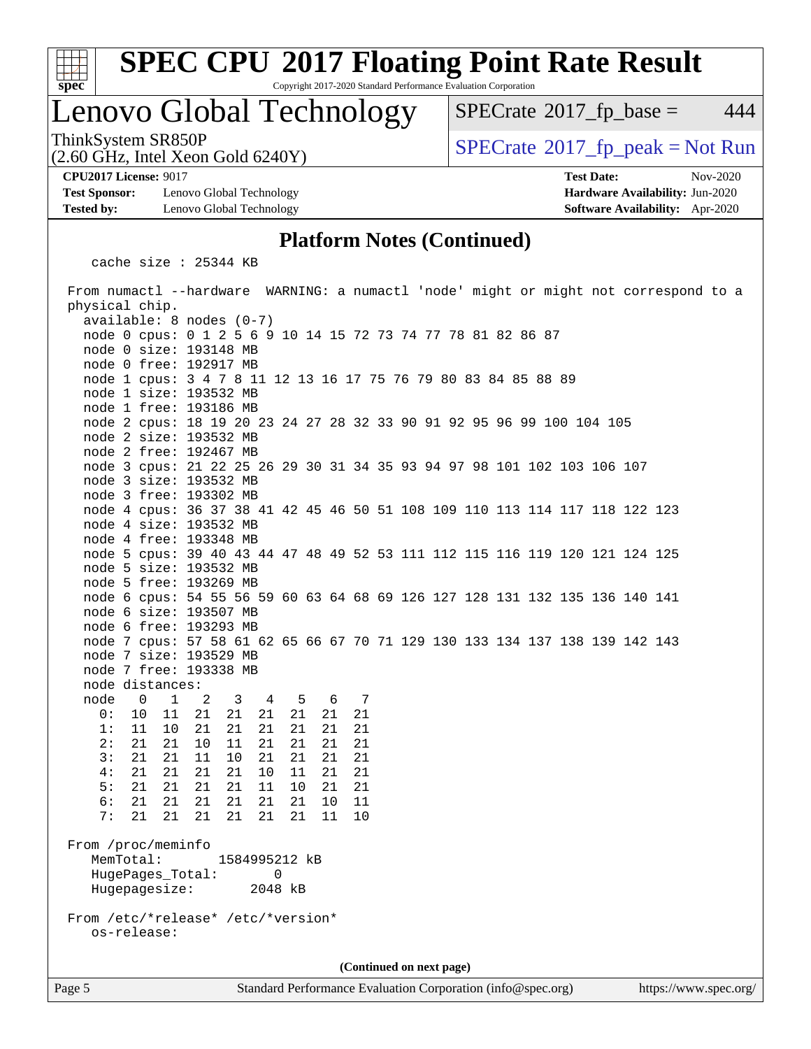## Platform Notes (Continued)

```
   cache size : 25344 KB

 From numactl --hardware  WARNING: a numactl 'node' might or might not correspond to a
 physical chip.
   available: 8 nodes (0-7)
   node 0 cpus: 0 1 2 5 6 9 10 14 15 72 73 74 77 78 81 82 86 87
   node 0 size: 193148 MB
   node 0 free: 192917 MB
   node 1 cpus: 3 4 7 8 11 12 13 16 17 75 76 79 80 83 84 85 88 89
   node 1 size: 193532 MB
   node 1 free: 193186 MB
   node 2 cpus: 18 19 20 23 24 27 28 32 33 90 91 92 95 96 99 100 104 105
   node 2 size: 193532 MB
   node 2 free: 192467 MB
   node 3 cpus: 21 22 25 26 29 30 31 34 35 93 94 97 98 101 102 103 106 107
   node 3 size: 193532 MB
   node 3 free: 193302 MB
   node 4 cpus: 36 37 38 41 42 45 46 50 51 108 109 110 113 114 117 118 122 123
   node 4 size: 193532 MB
   node 4 free: 193348 MB
   node 5 cpus: 39 40 43 44 47 48 49 52 53 111 112 115 116 119 120 121 124 125
   node 5 size: 193532 MB
   node 5 free: 193269 MB
   node 6 cpus: 54 55 56 59 60 63 64 68 69 126 127 128 131 132 135 136 140 141
   node 6 size: 193507 MB
   node 6 free: 193293 MB
   node 7 cpus: 57 58 61 62 65 66 67 70 71 129 130 133 134 137 138 139 142 143
   node 7 size: 193529 MB
   node 7 free: 193338 MB
   node distances:
   node   0   1   2   3   4   5   6   7
     0:  10  11  21  21  21  21  21  21
     1:  11  10  21  21  21  21  21  21
     2:  21  21  10  11  21  21  21  21
     3:  21  21  11  10  21  21  21  21
     4:  21  21  21  21  10  11  21  21
     5:  21  21  21  21  11  10  21  21
     6:  21  21  21  21  21  21  10  11
     7:  21  21  21  21  21  21  11  10

 From /proc/meminfo
    MemTotal:       1584995212 kB
    HugePages_Total:       0
    Hugepagesize:       2048 kB

 From /etc/*release* /etc/*version*
    os-release:
```

(Continued on next page)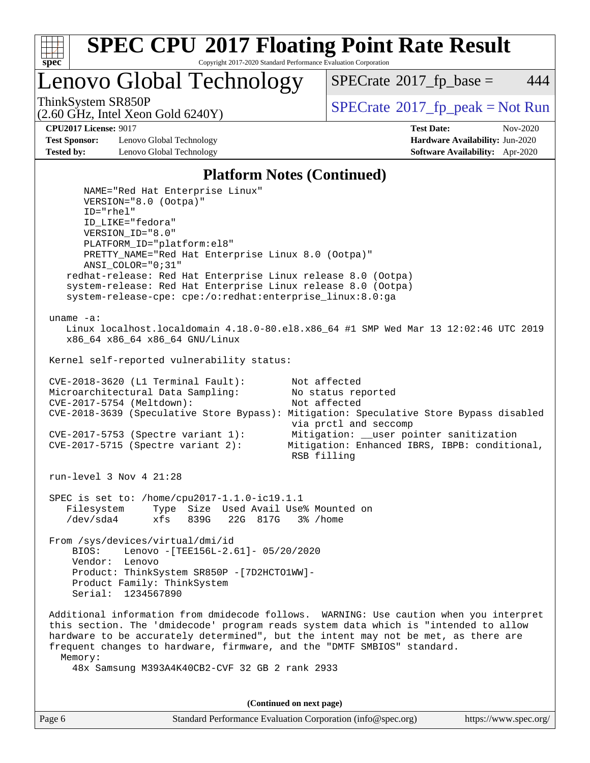## Platform Notes (Continued)

```
      NAME="Red Hat Enterprise Linux"
      VERSION="8.0 (Ootpa)"
      ID="rhel"
      ID_LIKE="fedora"
      VERSION_ID="8.0"
      PLATFORM_ID="platform:el8"
      PRETTY_NAME="Red Hat Enterprise Linux 8.0 (Ootpa)"
      ANSI_COLOR="0;31"
   redhat-release: Red Hat Enterprise Linux release 8.0 (Ootpa)
   system-release: Red Hat Enterprise Linux release 8.0 (Ootpa)
   system-release-cpe: cpe:/o:redhat:enterprise_linux:8.0:ga

uname -a:
   Linux localhost.localdomain 4.18.0-80.el8.x86_64 #1 SMP Wed Mar 13 12:02:46 UTC 2019
   x86_64 x86_64 x86_64 GNU/Linux

Kernel self-reported vulnerability status:

CVE-2018-3620 (L1 Terminal Fault):        Not affected
Microarchitectural Data Sampling:         No status reported
CVE-2017-5754 (Meltdown):                 Not affected
CVE-2018-3639 (Speculative Store Bypass): Mitigation: Speculative Store Bypass disabled
                                          via prctl and seccomp
CVE-2017-5753 (Spectre variant 1):        Mitigation: __user pointer sanitization
CVE-2017-5715 (Spectre variant 2):        Mitigation: Enhanced IBRS, IBPB: conditional,
                                          RSB filling

run-level 3 Nov 4 21:28

SPEC is set to: /home/cpu2017-1.1.0-ic19.1.1
   Filesystem     Type  Size  Used Avail Use% Mounted on
   /dev/sda4      xfs   839G   22G  817G   3% /home

From /sys/devices/virtual/dmi/id
    BIOS:    Lenovo -[TEE156L-2.61]- 05/20/2020
    Vendor:  Lenovo
    Product: ThinkSystem SR850P -[7D2HCTO1WW]-
    Product Family: ThinkSystem
    Serial:  1234567890

Additional information from dmidecode follows.  WARNING: Use caution when you interpret
this section. The 'dmidecode' program reads system data which is "intended to allow
hardware to be accurately determined", but the intent may not be met, as there are
frequent changes to hardware, firmware, and the "DMTF SMBIOS" standard.
  Memory:
    48x Samsung M393A4K40CB2-CVF 32 GB 2 rank 2933
```

(Continued on next page)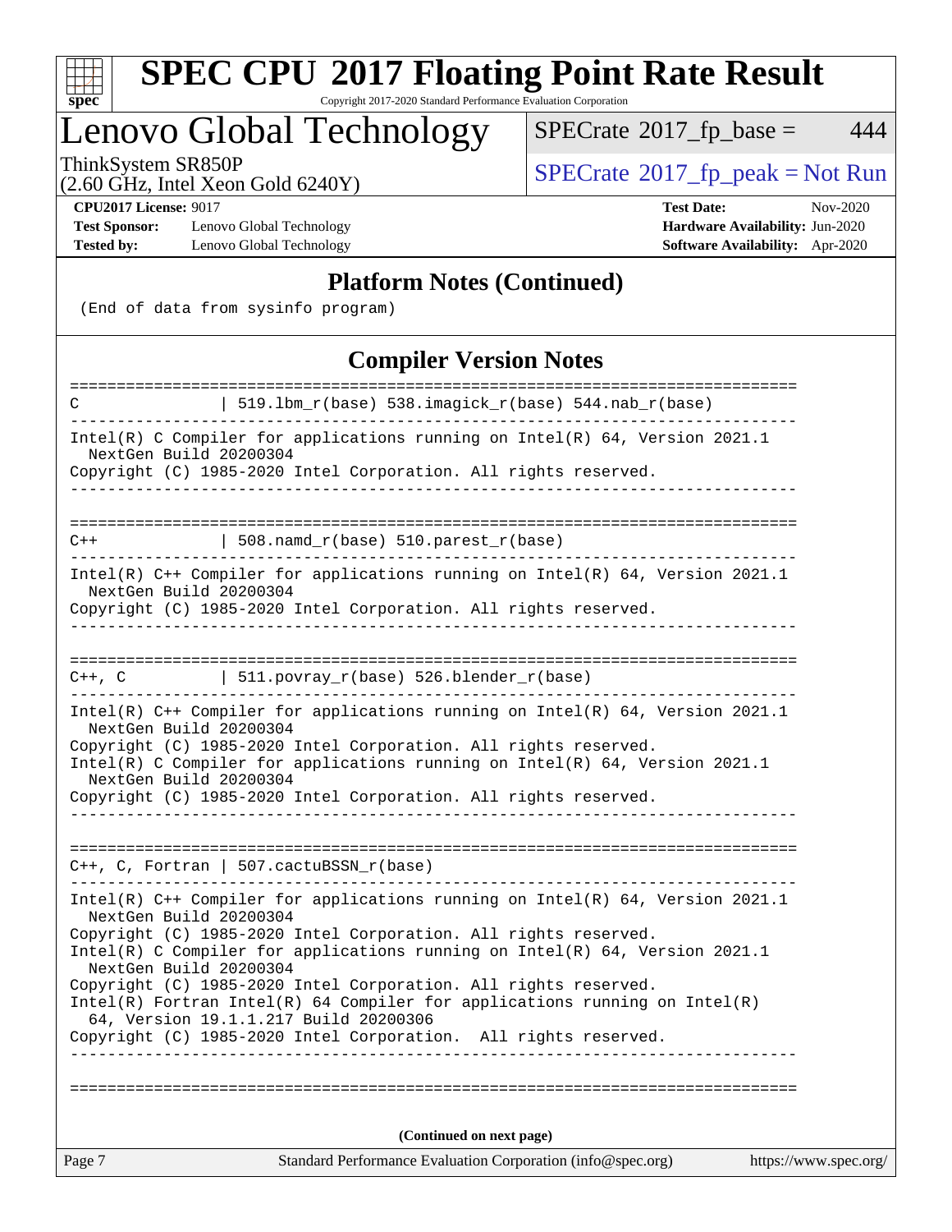## Platform Notes (Continued)

```
(End of data from sysinfo program)
```

## Compiler Version Notes

```
==============================================================================
C               | 519.lbm_r(base) 538.imagick_r(base) 544.nab_r(base)
------------------------------------------------------------------------------
Intel(R) C Compiler for applications running on Intel(R) 64, Version 2021.1
  NextGen Build 20200304
Copyright (C) 1985-2020 Intel Corporation. All rights reserved.
------------------------------------------------------------------------------

==============================================================================
C++             | 508.namd_r(base) 510.parest_r(base)
------------------------------------------------------------------------------
Intel(R) C++ Compiler for applications running on Intel(R) 64, Version 2021.1
  NextGen Build 20200304
Copyright (C) 1985-2020 Intel Corporation. All rights reserved.
------------------------------------------------------------------------------

==============================================================================
C++, C          | 511.povray_r(base) 526.blender_r(base)
------------------------------------------------------------------------------
Intel(R) C++ Compiler for applications running on Intel(R) 64, Version 2021.1
  NextGen Build 20200304
Copyright (C) 1985-2020 Intel Corporation. All rights reserved.
Intel(R) C Compiler for applications running on Intel(R) 64, Version 2021.1
  NextGen Build 20200304
Copyright (C) 1985-2020 Intel Corporation. All rights reserved.
------------------------------------------------------------------------------

==============================================================================
C++, C, Fortran | 507.cactuBSSN_r(base)
------------------------------------------------------------------------------
Intel(R) C++ Compiler for applications running on Intel(R) 64, Version 2021.1
  NextGen Build 20200304
Copyright (C) 1985-2020 Intel Corporation. All rights reserved.
Intel(R) C Compiler for applications running on Intel(R) 64, Version 2021.1
  NextGen Build 20200304
Copyright (C) 1985-2020 Intel Corporation. All rights reserved.
Intel(R) Fortran Intel(R) 64 Compiler for applications running on Intel(R)
  64, Version 19.1.1.217 Build 20200306
Copyright (C) 1985-2020 Intel Corporation.  All rights reserved.
------------------------------------------------------------------------------

==============================================================================
```

**(Continued on next page)**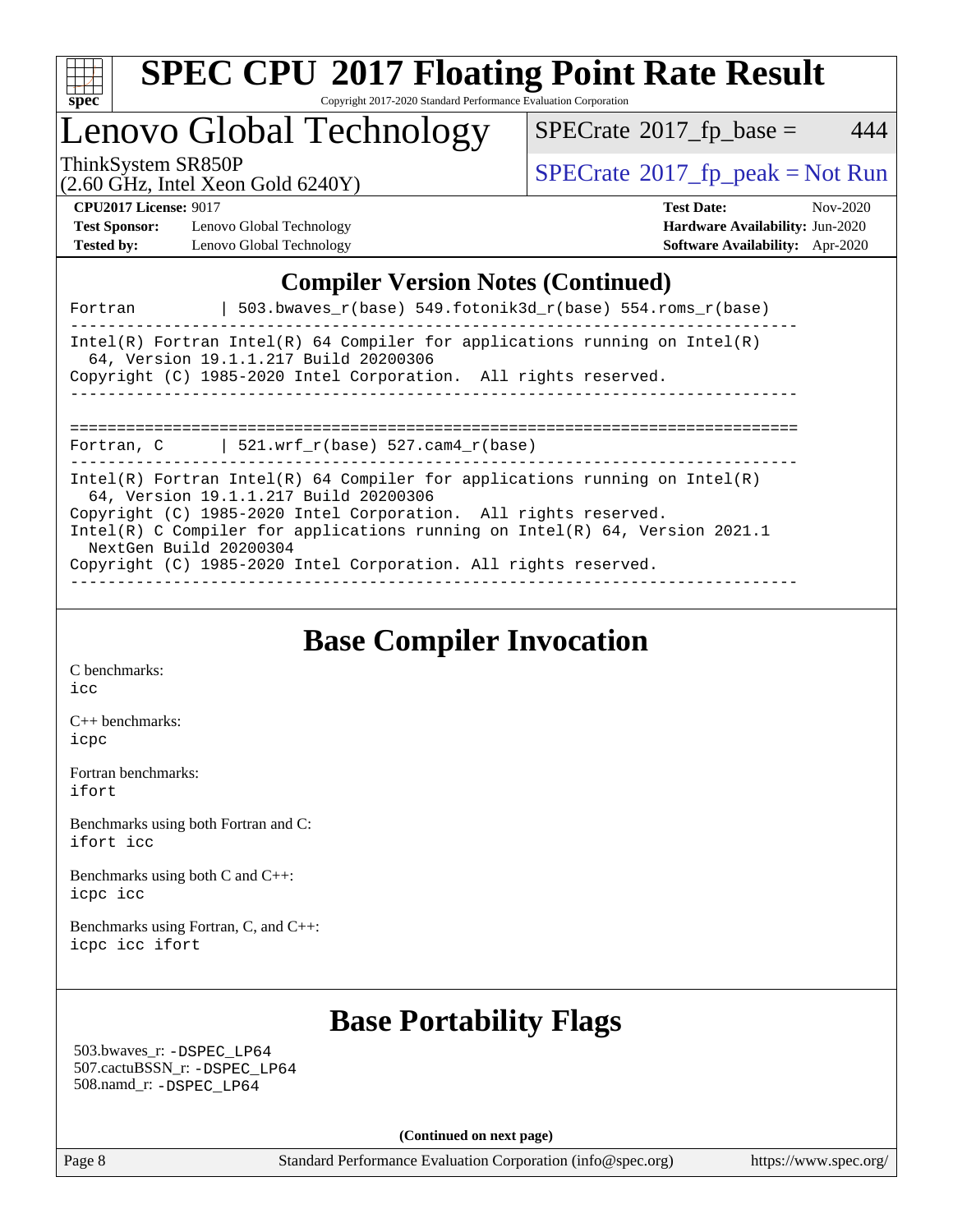# SPEC CPU 2017 Floating Point Rate Result

Copyright 2017-2020 Standard Performance Evaluation Corporation

## Lenovo Global Technology

ThinkSystem SR850P
(2.60 GHz, Intel Xeon Gold 6240Y)

SPECrate 2017_fp_base = 444

SPECrate 2017_fp_peak = Not Run

**CPU2017 License:** 9017
**Test Sponsor:** Lenovo Global Technology
**Tested by:** Lenovo Global Technology

**Test Date:** Nov-2020
**Hardware Availability:** Jun-2020
**Software Availability:** Apr-2020

## Compiler Version Notes (Continued)

```
Fortran         | 503.bwaves_r(base) 549.fotonik3d_r(base) 554.roms_r(base)
------------------------------------------------------------------------------
Intel(R) Fortran Intel(R) 64 Compiler for applications running on Intel(R)
  64, Version 19.1.1.217 Build 20200306
Copyright (C) 1985-2020 Intel Corporation.  All rights reserved.
------------------------------------------------------------------------------

==============================================================================
Fortran, C      | 521.wrf_r(base) 527.cam4_r(base)
------------------------------------------------------------------------------
Intel(R) Fortran Intel(R) 64 Compiler for applications running on Intel(R)
  64, Version 19.1.1.217 Build 20200306
Copyright (C) 1985-2020 Intel Corporation.  All rights reserved.
Intel(R) C Compiler for applications running on Intel(R) 64, Version 2021.1
  NextGen Build 20200304
Copyright (C) 1985-2020 Intel Corporation. All rights reserved.
------------------------------------------------------------------------------
```

## Base Compiler Invocation

C benchmarks:
icc

C++ benchmarks:
icpc

Fortran benchmarks:
ifort

Benchmarks using both Fortran and C:
ifort icc

Benchmarks using both C and C++:
icpc icc

Benchmarks using Fortran, C, and C++:
icpc icc ifort

## Base Portability Flags

503.bwaves_r: -DSPEC_LP64
507.cactuBSSN_r: -DSPEC_LP64
508.namd_r: -DSPEC_LP64

**(Continued on next page)**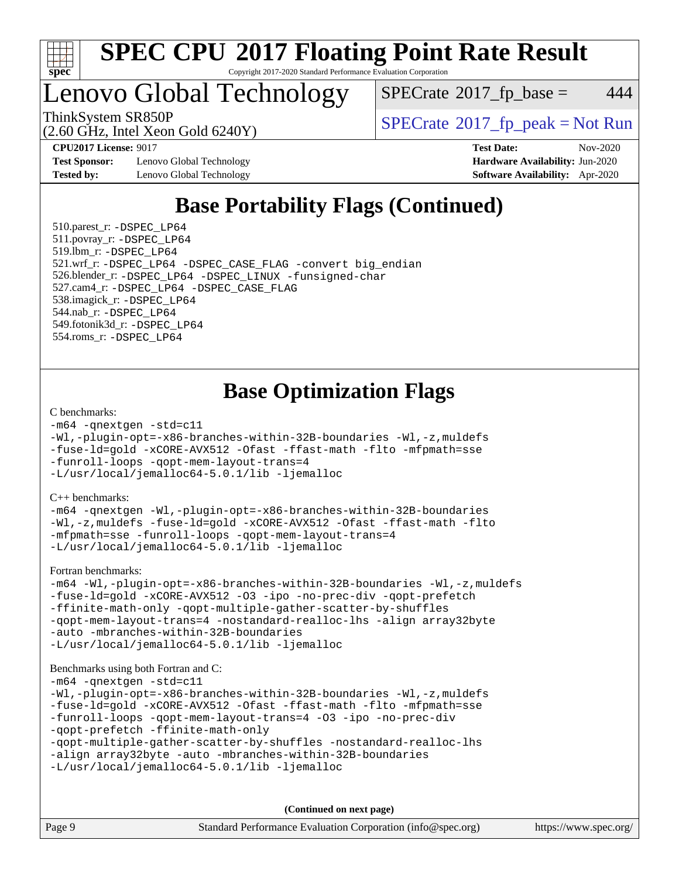# Base Portability Flags (Continued)

510.parest_r: -DSPEC_LP64
511.povray_r: -DSPEC_LP64
519.lbm_r: -DSPEC_LP64
521.wrf_r: -DSPEC_LP64 -DSPEC_CASE_FLAG -convert big_endian
526.blender_r: -DSPEC_LP64 -DSPEC_LINUX -funsigned-char
527.cam4_r: -DSPEC_LP64 -DSPEC_CASE_FLAG
538.imagick_r: -DSPEC_LP64
544.nab_r: -DSPEC_LP64
549.fotonik3d_r: -DSPEC_LP64
554.roms_r: -DSPEC_LP64

# Base Optimization Flags

C benchmarks:

```
-m64 -qnextgen -std=c11
-Wl,-plugin-opt=-x86-branches-within-32B-boundaries -Wl,-z,muldefs
-fuse-ld=gold -xCORE-AVX512 -Ofast -ffast-math -flto -mfpmath=sse
-funroll-loops -qopt-mem-layout-trans=4
-L/usr/local/jemalloc64-5.0.1/lib -ljemalloc
```

C++ benchmarks:

```
-m64 -qnextgen -Wl,-plugin-opt=-x86-branches-within-32B-boundaries
-Wl,-z,muldefs -fuse-ld=gold -xCORE-AVX512 -Ofast -ffast-math -flto
-mfpmath=sse -funroll-loops -qopt-mem-layout-trans=4
-L/usr/local/jemalloc64-5.0.1/lib -ljemalloc
```

Fortran benchmarks:

```
-m64 -Wl,-plugin-opt=-x86-branches-within-32B-boundaries -Wl,-z,muldefs
-fuse-ld=gold -xCORE-AVX512 -O3 -ipo -no-prec-div -qopt-prefetch
-ffinite-math-only -qopt-multiple-gather-scatter-by-shuffles
-qopt-mem-layout-trans=4 -nostandard-realloc-lhs -align array32byte
-auto -mbranches-within-32B-boundaries
-L/usr/local/jemalloc64-5.0.1/lib -ljemalloc
```

Benchmarks using both Fortran and C:

```
-m64 -qnextgen -std=c11
-Wl,-plugin-opt=-x86-branches-within-32B-boundaries -Wl,-z,muldefs
-fuse-ld=gold -xCORE-AVX512 -Ofast -ffast-math -flto -mfpmath=sse
-funroll-loops -qopt-mem-layout-trans=4 -O3 -ipo -no-prec-div
-qopt-prefetch -ffinite-math-only
-qopt-multiple-gather-scatter-by-shuffles -nostandard-realloc-lhs
-align array32byte -auto -mbranches-within-32B-boundaries
-L/usr/local/jemalloc64-5.0.1/lib -ljemalloc
```

**(Continued on next page)**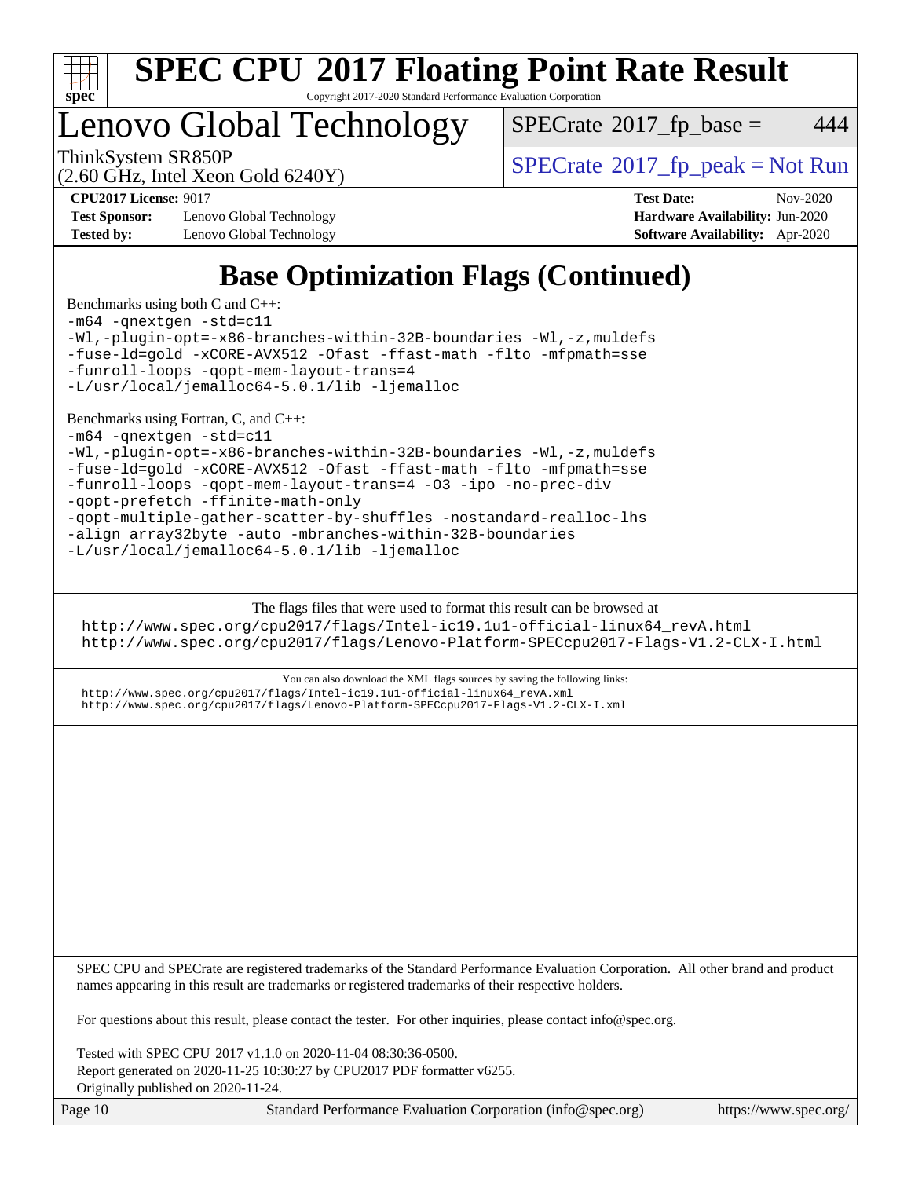# SPEC CPU 2017 Floating Point Rate Result

Copyright 2017-2020 Standard Performance Evaluation Corporation

## Lenovo Global Technology

ThinkSystem SR850P
(2.60 GHz, Intel Xeon Gold 6240Y)

SPECrate 2017_fp_base = 444

SPECrate 2017_fp_peak = Not Run

**CPU2017 License:** 9017
**Test Sponsor:** Lenovo Global Technology
**Tested by:** Lenovo Global Technology

**Test Date:** Nov-2020
**Hardware Availability:** Jun-2020
**Software Availability:** Apr-2020

## Base Optimization Flags (Continued)

Benchmarks using both C and C++:

```
-m64 -qnextgen -std=c11
-Wl,-plugin-opt=-x86-branches-within-32B-boundaries -Wl,-z,muldefs
-fuse-ld=gold -xCORE-AVX512 -Ofast -ffast-math -flto -mfpmath=sse
-funroll-loops -qopt-mem-layout-trans=4
-L/usr/local/jemalloc64-5.0.1/lib -ljemalloc
```

Benchmarks using Fortran, C, and C++:

```
-m64 -qnextgen -std=c11
-Wl,-plugin-opt=-x86-branches-within-32B-boundaries -Wl,-z,muldefs
-fuse-ld=gold -xCORE-AVX512 -Ofast -ffast-math -flto -mfpmath=sse
-funroll-loops -qopt-mem-layout-trans=4 -O3 -ipo -no-prec-div
-qopt-prefetch -ffinite-math-only
-qopt-multiple-gather-scatter-by-shuffles -nostandard-realloc-lhs
-align array32byte -auto -mbranches-within-32B-boundaries
-L/usr/local/jemalloc64-5.0.1/lib -ljemalloc
```

The flags files that were used to format this result can be browsed at

http://www.spec.org/cpu2017/flags/Intel-ic19.1u1-official-linux64_revA.html
http://www.spec.org/cpu2017/flags/Lenovo-Platform-SPECcpu2017-Flags-V1.2-CLX-I.html

You can also download the XML flags sources by saving the following links:

http://www.spec.org/cpu2017/flags/Intel-ic19.1u1-official-linux64_revA.xml
http://www.spec.org/cpu2017/flags/Lenovo-Platform-SPECcpu2017-Flags-V1.2-CLX-I.xml

SPEC CPU and SPECrate are registered trademarks of the Standard Performance Evaluation Corporation. All other brand and product names appearing in this result are trademarks or registered trademarks of their respective holders.

For questions about this result, please contact the tester. For other inquiries, please contact info@spec.org.

Tested with SPEC CPU 2017 v1.1.0 on 2020-11-04 08:30:36-0500.
Report generated on 2020-11-25 10:30:27 by CPU2017 PDF formatter v6255.
Originally published on 2020-11-24.